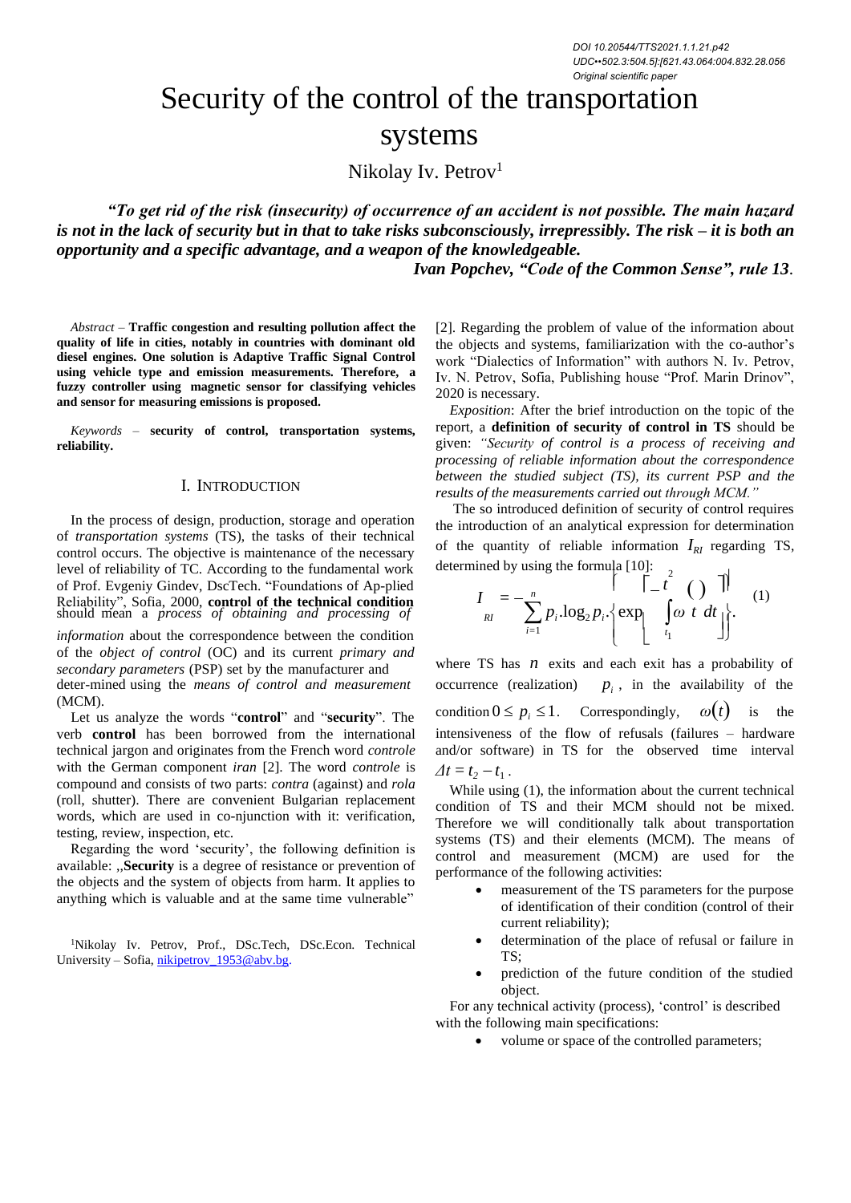DOI 10.20544/TTS2021.1.1.21.p42
UDC••502.3:504.5]:[621.43.064:004.832.28.056
Original scientific paper

# Security of the control of the transportation systems

Nikolay Iv. Petrov[1]

***"To get rid of the risk (insecurity) of occurrence of an accident is not possible. The main hazard is not in the lack of security but in that to take risks subconsciously, irrepressibly. The risk – it is both an opportunity and a specific advantage, and a weapon of the knowledgeable.***
***Ivan Popchev, "Code of the Common Sense", rule 13***.

*Abstract* – **Traffic congestion and resulting pollution affect the quality of life in cities, notably in countries with dominant old diesel engines. One solution is Adaptive Traffic Signal Control using vehicle type and emission measurements. Therefore, a fuzzy controller using magnetic sensor for classifying vehicles and sensor for measuring emissions is proposed.**

*Keywords* – **security of control, transportation systems, reliability.**

## I. Introduction

In the process of design, production, storage and operation of *transportation systems* (TS), the tasks of their technical control occurs. The objective is maintenance of the necessary level of reliability of TC. According to the fundamental work of Prof. Evgeniy Gindev, DscTech. "Foundations of Ap-plied Reliability", Sofia, 2000, **control of the technical condition** should mean a *process of obtaining and processing of information* about the correspondence between the condition of the *object of control* (OC) and its current *primary and secondary parameters* (PSP) set by the manufacturer and deter-mined using the *means of control and measurement* (MCM).

Let us analyze the words "**control**" and "**security**". The verb **control** has been borrowed from the international technical jargon and originates from the French word *controle* with the German component *iran* [2]. The word *controle* is compound and consists of two parts: *contra* (against) and *rola* (roll, shutter). There are convenient Bulgarian replacement words, which are used in co-njunction with it: verification, testing, review, inspection, etc.

Regarding the word 'security', the following definition is available: „**Security** is a degree of resistance or prevention of the objects and the system of objects from harm. It applies to anything which is valuable and at the same time vulnerable" [2]. Regarding the problem of value of the information about the objects and systems, familiarization with the co-author's work "Dialectics of Information" with authors N. Iv. Petrov, Iv. N. Petrov, Sofia, Publishing house "Prof. Marin Drinov", 2020 is necessary.

*Exposition*: After the brief introduction on the topic of the report, a **definition of security of control in TS** should be given: *"Security of control is a process of receiving and processing of reliable information about the correspondence between the studied subject (TS), its current PSP and the results of the measurements carried out through MCM."*

The so introduced definition of security of control requires the introduction of an analytical expression for determination of the quantity of reliable information $I_{RI}$ regarding TS, determined by using the formula [10]:

$$I_{RI} = -\sum_{i=1}^{n} p_i.\log_2 p_i.\left\{\exp\left[-\int_{t_1}^{t_2}\omega(t)\,dt\right]\right\}. \quad (1)$$

where TS has $n$ exits and each exit has a probability of occurrence (realization) $p_i$, in the availability of the condition $0 \le p_i \le 1$. Correspondingly, $\omega(t)$ is the intensiveness of the flow of refusals (failures – hardware and/or software) in TS for the observed time interval $\Delta t = t_2 - t_1$.

While using (1), the information about the current technical condition of TS and their MCM should not be mixed. Therefore we will conditionally talk about transportation systems (TS) and their elements (MCM). The means of control and measurement (MCM) are used for the performance of the following activities:

- measurement of the TS parameters for the purpose of identification of their condition (control of their current reliability);
- determination of the place of refusal or failure in TS;
- prediction of the future condition of the studied object.

For any technical activity (process), 'control' is described with the following main specifications:

- volume or space of the controlled parameters;

[1]Nikolay Iv. Petrov, Prof., DSc.Tech, DSc.Econ. Technical University – Sofia, nikipetrov_1953@abv.bg.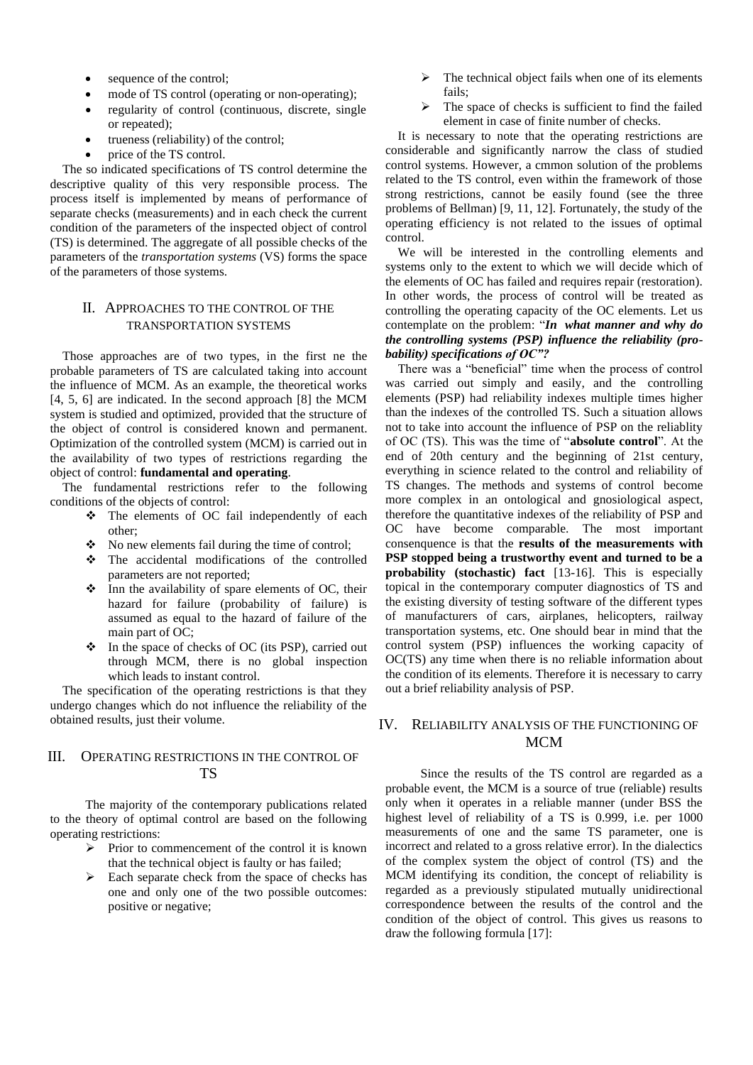- sequence of the control;
- mode of TS control (operating or non-operating);
- regularity of control (continuous, discrete, single or repeated);
- trueness (reliability) of the control;
- price of the TS control.

The so indicated specifications of TS control determine the descriptive quality of this very responsible process. The process itself is implemented by means of performance of separate checks (measurements) and in each check the current condition of the parameters of the inspected object of control (TS) is determined. The aggregate of all possible checks of the parameters of the *transportation systems* (VS) forms the space of the parameters of those systems.

## II. Approaches to the Control of the Transportation Systems

Those approaches are of two types, in the first ne the probable parameters of TS are calculated taking into account the influence of MCM. As an example, the theoretical works [4, 5, 6] are indicated. In the second approach [8] the MCM system is studied and optimized, provided that the structure of the object of control is considered known and permanent. Optimization of the controlled system (MCM) is carried out in the availability of two types of restrictions regarding the object of control: **fundamental and operating**.

The fundamental restrictions refer to the following conditions of the objects of control:

- The elements of OC fail independently of each other;
- No new elements fail during the time of control;
- The accidental modifications of the controlled parameters are not reported;
- Inn the availability of spare elements of OC, their hazard for failure (probability of failure) is assumed as equal to the hazard of failure of the main part of OC;
- In the space of checks of OC (its PSP), carried out through MCM, there is no global inspection which leads to instant control.

The specification of the operating restrictions is that they undergo changes which do not influence the reliability of the obtained results, just their volume.

## III. Operating Restrictions in the Control of TS

The majority of the contemporary publications related to the theory of optimal control are based on the following operating restrictions:

- Prior to commencement of the control it is known that the technical object is faulty or has failed;
- Each separate check from the space of checks has one and only one of the two possible outcomes: positive or negative;
- The technical object fails when one of its elements fails;
- The space of checks is sufficient to find the failed element in case of finite number of checks.

It is necessary to note that the operating restrictions are considerable and significantly narrow the class of studied control systems. However, a cmmon solution of the problems related to the TS control, even within the framework of those strong restrictions, cannot be easily found (see the three problems of Bellman) [9, 11, 12]. Fortunately, the study of the operating efficiency is not related to the issues of optimal control.

We will be interested in the controlling elements and systems only to the extent to which we will decide which of the elements of OC has failed and requires repair (restoration). In other words, the process of control will be treated as controlling the operating capacity of the OC elements. Let us contemplate on the problem: "***In what manner and why do the controlling systems (PSP) influence the reliability (probability) specifications of OC"?***

There was a "beneficial" time when the process of control was carried out simply and easily, and the controlling elements (PSP) had reliability indexes multiple times higher than the indexes of the controlled TS. Such a situation allows not to take into account the influence of PSP on the reliablity of OC (TS). This was the time of "**absolute control**". At the end of 20th century and the beginning of 21st century, everything in science related to the control and reliability of TS changes. The methods and systems of control become more complex in an ontological and gnosiological aspect, therefore the quantitative indexes of the reliability of PSP and OC have become comparable. The most important consenquence is that the **results of the measurements with PSP stopped being a trustworthy event and turned to be a probability (stochastic) fact** [13-16]. This is especially topical in the contemporary computer diagnostics of TS and the existing diversity of testing software of the different types of manufacturers of cars, airplanes, helicopters, railway transportation systems, etc. One should bear in mind that the control system (PSP) influences the working capacity of OC(TS) any time when there is no reliable information about the condition of its elements. Therefore it is necessary to carry out a brief reliability analysis of PSP.

## IV. Reliability Analysis of the Functioning of MCM

Since the results of the TS control are regarded as a probable event, the MCM is a source of true (reliable) results only when it operates in a reliable manner (under BSS the highest level of reliability of a TS is 0.999, i.e. per 1000 measurements of one and the same TS parameter, one is incorrect and related to a gross relative error). In the dialectics of the complex system the object of control (TS) and the MCM identifying its condition, the concept of reliability is regarded as a previously stipulated mutually unidirectional correspondence between the results of the control and the condition of the object of control. This gives us reasons to draw the following formula [17]: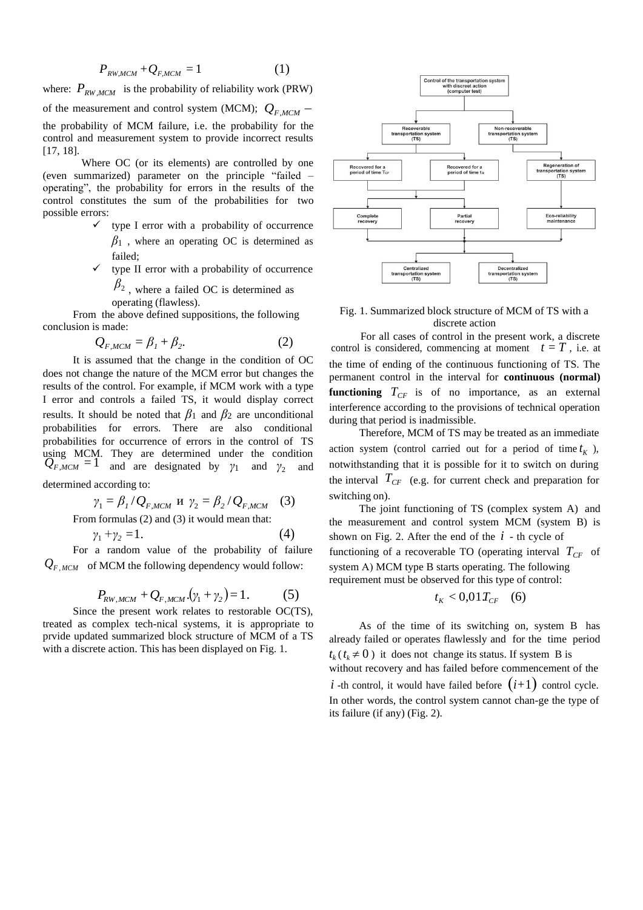$$P_{RW,MCM} + Q_{F,MCM} = 1 \quad (1)$$

where: $P_{RW,MCM}$ is the probability of reliability work (PRW) of the measurement and control system (MCM); $Q_{F,MCM}$ – the probability of MCM failure, i.e. the probability for the control and measurement system to provide incorrect results [17, 18].

Where OC (or its elements) are controlled by one (even summarized) parameter on the principle "failed – operating", the probability for errors in the results of the control constitutes the sum of the probabilities for two possible errors:

- ✓ type I error with a probability of occurrence $\beta_1$, where an operating OC is determined as failed;
- ✓ type II error with a probability of occurrence $\beta_2$, where a failed OC is determined as operating (flawless).

From the above defined suppositions, the following conclusion is made:

$$Q_{F,MCM} = \beta_1 + \beta_2. \quad (2)$$

It is assumed that the change in the condition of OC does not change the nature of the MCM error but changes the results of the control. For example, if MCM work with a type I error and controls a failed TS, it would display correct results. It should be noted that $\beta_1$ and $\beta_2$ are unconditional probabilities for errors. There are also conditional probabilities for occurrence of errors in the control of TS using MCM. They are determined under the condition $Q_{F,MCM} = 1$ and are designated by $\gamma_1$ and $\gamma_2$ and determined according to:

$$\gamma_1 = \beta_1 / Q_{F,MCM} \text{ и } \gamma_2 = \beta_2 / Q_{F,MCM} \quad (3)$$

From formulas (2) and (3) it would mean that:

$$\gamma_1 + \gamma_2 = 1. \quad (4)$$

For a random value of the probability of failure $Q_{F,MCM}$ of MCM the following dependency would follow:

$$P_{RW,MCM} + Q_{F,MCM}.(\gamma_1 + \gamma_2) = 1. \quad (5)$$

Since the present work relates to restorable OC(TS), treated as complex tech-nical systems, it is appropriate to prvide updated summarized block structure of MCM of a TS with a discrete action. This has been displayed on Fig. 1.

Fig. 1. Summarized block structure of MCM of TS with a discrete action

For all cases of control in the present work, a discrete control is considered, commencing at moment $t = T$, i.e. at the time of ending of the continuous functioning of TS. The permanent control in the interval for **continuous (normal) functioning** $T_{CF}$ is of no importance, as an external interference according to the provisions of technical operation during that period is inadmissible.

Therefore, MCM of TS may be treated as an immediate action system (control carried out for a period of time $t_K$), notwithstanding that it is possible for it to switch on during the interval $T_{CF}$ (e.g. for current check and preparation for switching on).

The joint functioning of TS (complex system A) and the measurement and control system MCM (system B) is shown on Fig. 2. After the end of the $i$ - th cycle of functioning of a recoverable TO (operating interval $T_{CF}$ of system A) MCM type B starts operating. The following requirement must be observed for this type of control:

$$t_K < 0{,}01 T_{CF} \quad (6)$$

As of the time of its switching on, system B has already failed or operates flawlessly and for the time period $t_k$ ($t_k \neq 0$) it does not change its status. If system B is without recovery and has failed before commencement of the $i$ -th control, it would have failed before $(i+1)$ control cycle. In other words, the control system cannot chan-ge the type of its failure (if any) (Fig. 2).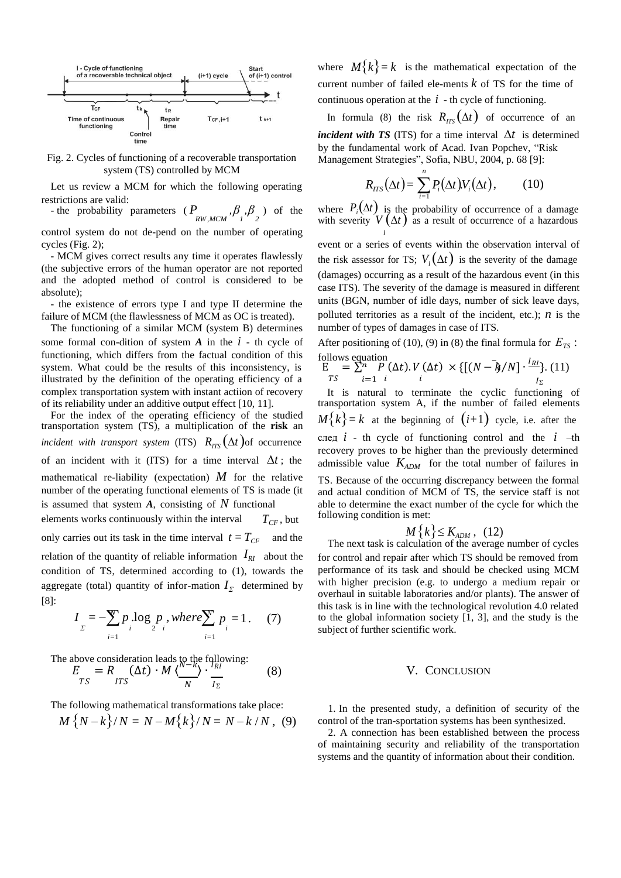Fig. 2. Cycles of functioning of a recoverable transportation system (TS) controlled by MCM

Let us review a MCM for which the following operating restrictions are valid:

- the probability parameters ($P_{RW,MCM}, \beta_1, \beta_2$) of the control system do not de-pend on the number of operating cycles (Fig. 2);
- MCM gives correct results any time it operates flawlessly (the subjective errors of the human operator are not reported and the adopted method of control is considered to be absolute);
- the existence of errors type I and type II determine the failure of MCM (the flawlessness of MCM as OC is treated).

The functioning of a similar MCM (system B) determines some formal con-dition of system ***A*** in the $i$ - th cycle of functioning, which differs from the factual condition of this system. What could be the results of this inconsistency, is illustrated by the definition of the operating efficiency of a complex transportation system with instant actiion of recovery of its reliability under an additive output effect [10, 11].

For the index of the operating efficiency of the studied transportation system (TS), a multiplication of the **risk** an *incident with transport system* (ITS) $R_{ITS}(\Delta t)$of occurrence of an incident with it (ITS) for a time interval $\Delta t$; the mathematical re-liability (expectation) $M$ for the relative number of the operating functional elements of TS is made (it is assumed that system ***A***, consisting of $N$ functional elements works continuously within the interval $T_{CF}$, but only carries out its task in the time interval $t = T_{CF}$ and the relation of the quantity of reliable information $I_{RI}$ about the condition of TS, determined according to (1), towards the aggregate (total) quantity of infor-mation $I_\Sigma$ determined by [8]:

$$I_\Sigma = -\sum_{i=1} p_i . \log_2 p_i , where \sum_{i=1} p_i = 1 . \quad (7)$$

The above consideration leads to the following:

$$E_{TS} = R_{ITS}(\Delta t) \cdot M \langle \frac{N-k}{N} \rangle \cdot \frac{I_{RI}}{I_\Sigma} \quad (8)$$

The following mathematical transformations take place:

$$M\{N-k\}/N = N - M\{k\}/N = N - k/N , \quad (9)$$

where $M\{k\} = k$ is the mathematical expectation of the current number of failed ele-ments $k$ of TS for the time of continuous operation at the $i$ - th cycle of functioning.

In formula (8) the risk $R_{ITS}(\Delta t)$ of occurrence of an ***incident with TS*** (ITS) for a time interval $\Delta t$ is determined by the fundamental work of Acad. Ivan Popchev, "Risk Management Strategies", Sofia, NBU, 2004, p. 68 [9]:

$$R_{ITS}(\Delta t) = \sum_{i=1}^{n} P_i(\Delta t).V_i(\Delta t), \quad (10)$$

where $P_i(\Delta t)$ is the probability of occurrence of a damage with severity $V_i(\Delta t)$ as a result of occurrence of a hazardous event or a series of events within the observation interval of the risk assessor for TS; $V_i(\Delta t)$ is the severity of the damage (damages) occurring as a result of the hazardous event (in this case ITS). The severity of the damage is measured in different units (BGN, number of idle days, number of sick leave days, polluted territories as a result of the incident, etc.); $n$ is the number of types of damages in case of ITS.

After positioning of (10), (9) in (8) the final formula for $E_{TS}$ : follows equation

$$E_{TS} = \sum_{i=1}^{n} P_i(\Delta t).V_i(\Delta t) \times \{[(N - \bar{k})/N] \cdot \frac{I_{RI}}{I_\Sigma}\}. \quad (11)$$

It is natural to terminate the cyclic functioning of transportation system A, if the number of failed elements $M\{k\} = k$ at the beginning of $(i+1)$ cycle, i.e. after the след $i$ - th cycle of functioning control and the $i$ –th recovery proves to be higher than the previously determined admissible value $K_{ADM}$ for the total number of failures in TS. Because of the occurring discrepancy between the formal and actual condition of MCM of TS, the service staff is not able to determine the exact number of the cycle for which the following condition is met:

$$M\{k\} \leq K_{ADM} , \quad (12)$$

The next task is calculation of the average number of cycles for control and repair after which TS should be removed from performance of its task and should be checked using MCM with higher precision (e.g. to undergo a medium repair or overhaul in suitable laboratories and/or plants). The answer of this task is in line with the technological revolution 4.0 related to the global information society [1, 3], and the study is the subject of further scientific work.

## V. Conclusion

1. In the presented study, a definition of security of the control of the tran-sportation systems has been synthesized.
2. A connection has been established between the process of maintaining security and reliability of the transportation systems and the quantity of information about their condition.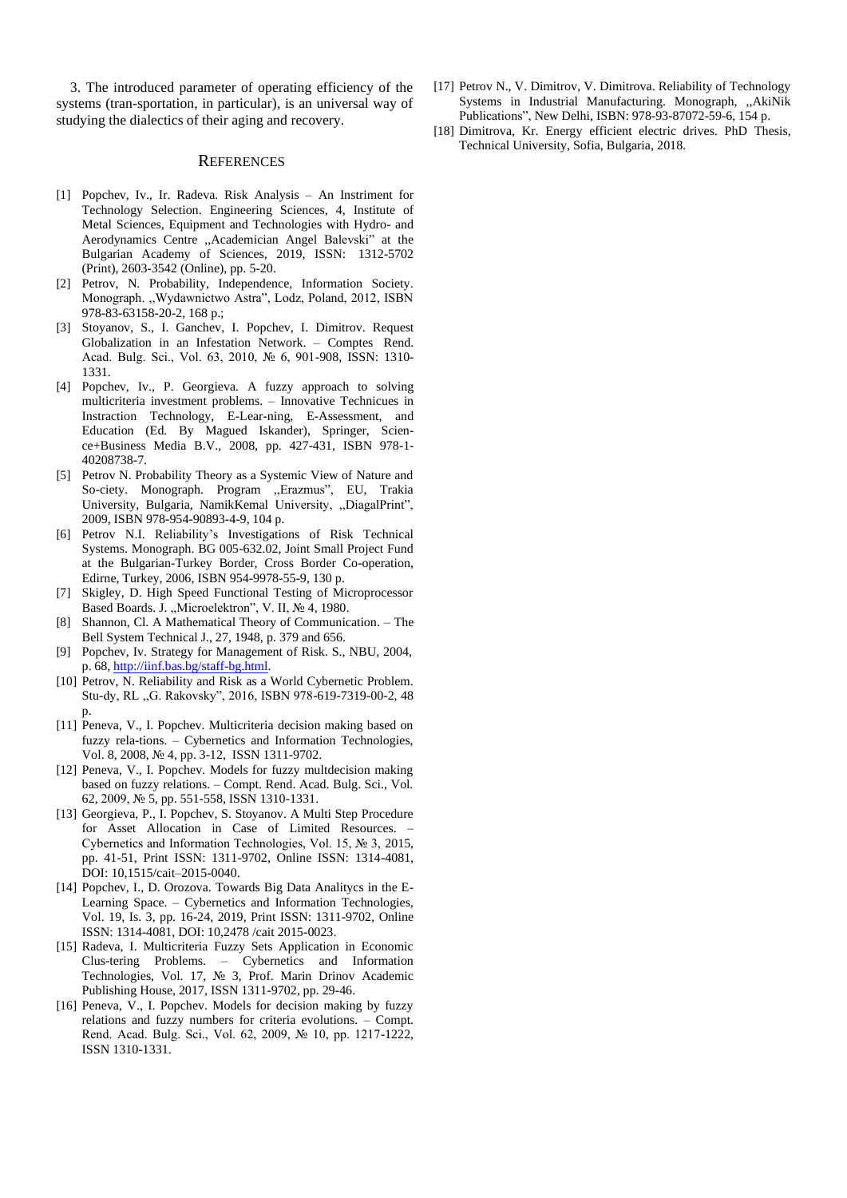3. The introduced parameter of operating efficiency of the systems (tran-sportation, in particular), is an universal way of studying the dialectics of their aging and recovery.

## REFERENCES

[1] Popchev, Iv., Ir. Radeva. Risk Analysis – An Instriment for Technology Selection. Engineering Sciences, 4, Institute of Metal Sciences, Equipment and Technologies with Hydro- and Aerodynamics Centre „Academician Angel Balevski" at the Bulgarian Academy of Sciences, 2019, ISSN: 1312-5702 (Print), 2603-3542 (Online), pp. 5-20.

[2] Petrov, N. Probability, Independence, Information Society. Monograph. „Wydawnictwo Astra", Lodz, Poland, 2012, ISBN 978-83-63158-20-2, 168 p.;

[3] Stoyanov, S., I. Ganchev, I. Popchev, I. Dimitrov. Request Globalization in an Infestation Network. – Comptes Rend. Acad. Bulg. Sci., Vol. 63, 2010, № 6, 901-908, ISSN: 1310-1331.

[4] Popchev, Iv., P. Georgieva. A fuzzy approach to solving multicriteria investment problems. – Innovative Technicues in Instraction Technology, E-Lear-ning, E-Assessment, and Education (Ed. By Magued Iskander), Springer, Scien-ce+Business Media B.V., 2008, pp. 427-431, ISBN 978-1-40208738-7.

[5] Petrov N. Probability Theory as a Systemic View of Nature and So-ciety. Monograph. Program „Erazmus", EU, Trakia University, Bulgaria, NamikKemal University, „DiagalPrint", 2009, ISBN 978-954-90893-4-9, 104 p.

[6] Petrov N.I. Reliability's Investigations of Risk Technical Systems. Monograph. BG 005-632.02, Joint Small Project Fund at the Bulgarian-Turkey Border, Cross Border Co-operation, Edirne, Turkey, 2006, ISBN 954-9978-55-9, 130 p.

[7] Skigley, D. High Speed Functional Testing of Microprocessor Based Boards. J. „Microelektron", V. II, № 4, 1980.

[8] Shannon, Cl. A Mathematical Theory of Communication. – The Bell System Technical J., 27, 1948, p. 379 and 656.

[9] Popchev, Iv. Strategy for Management of Risk. S., NBU, 2004, p. 68, http://iinf.bas.bg/staff-bg.html.

[10] Petrov, N. Reliability and Risk as a World Cybernetic Problem. Stu-dy, RL „G. Rakovsky", 2016, ISBN 978-619-7319-00-2, 48 p.

[11] Peneva, V., I. Popchev. Multicriteria decision making based on fuzzy rela-tions. – Cybernetics and Information Technologies, Vol. 8, 2008, № 4, pp. 3-12, ISSN 1311-9702.

[12] Peneva, V., I. Popchev. Models for fuzzy multdecision making based on fuzzy relations. – Compt. Rend. Acad. Bulg. Sci., Vol. 62, 2009, № 5, pp. 551-558, ISSN 1310-1331.

[13] Georgieva, P., I. Popchev, S. Stoyanov. A Multi Step Procedure for Asset Allocation in Case of Limited Resources. – Cybernetics and Information Technologies, Vol. 15, № 3, 2015, pp. 41-51, Print ISSN: 1311-9702, Online ISSN: 1314-4081, DOI: 10,1515/cait–2015-0040.

[14] Popchev, I., D. Orozova. Towards Big Data Analitycs in the E-Learning Space. – Cybernetics and Information Technologies, Vol. 19, Is. 3, pp. 16-24, 2019, Print ISSN: 1311-9702, Online ISSN: 1314-4081, DOI: 10,2478 /cait 2015-0023.

[15] Radeva, I. Multicriteria Fuzzy Sets Application in Economic Clus-tering Problems. – Cybernetics and Information Technologies, Vol. 17, № 3, Prof. Marin Drinov Academic Publishing House, 2017, ISSN 1311-9702, pp. 29-46.

[16] Peneva, V., I. Popchev. Models for decision making by fuzzy relations and fuzzy numbers for criteria evolutions. – Compt. Rend. Acad. Bulg. Sci., Vol. 62, 2009, № 10, pp. 1217-1222, ISSN 1310-1331.

[17] Petrov N., V. Dimitrov, V. Dimitrova. Reliability of Technology Systems in Industrial Manufacturing. Monograph, „AkiNik Publications", New Delhi, ISBN: 978-93-87072-59-6, 154 p.

[18] Dimitrova, Kr. Energy efficient electric drives. PhD Thesis, Technical University, Sofia, Bulgaria, 2018.